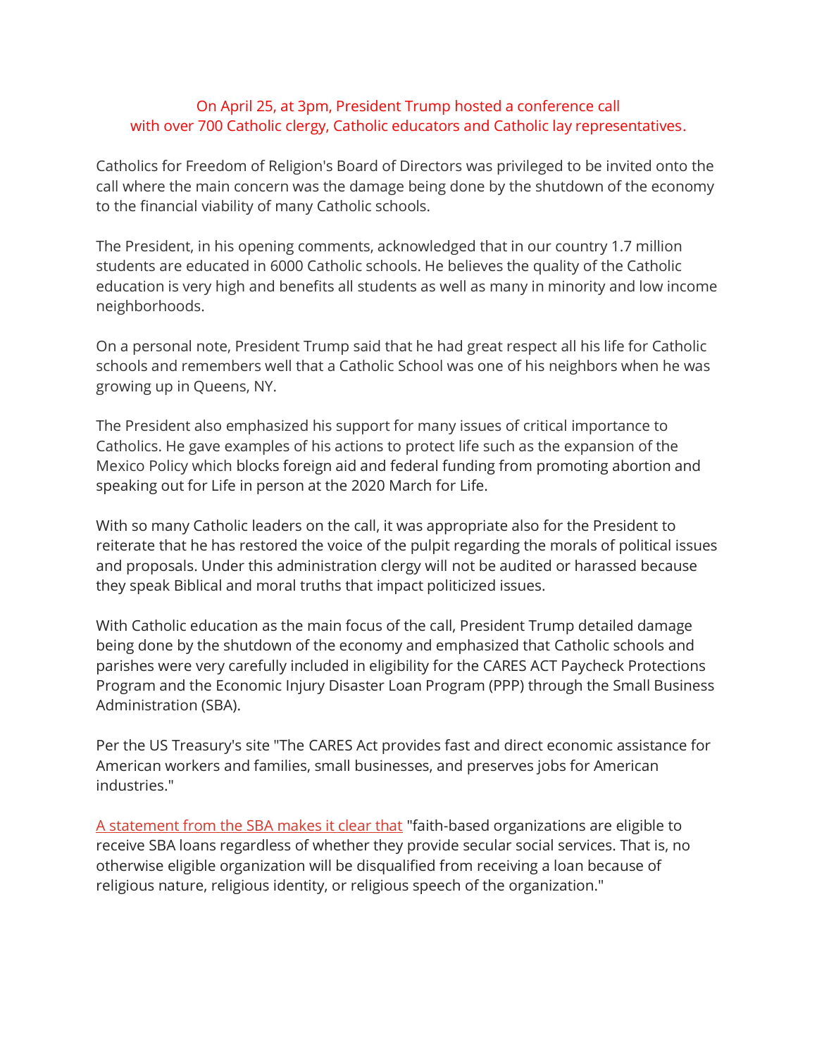On April 25, at 3pm, President Trump hosted a conference call with over 700 Catholic clergy, Catholic educators and Catholic lay representatives.

Catholics for Freedom of Religion's Board of Directors was privileged to be invited onto the call where the main concern was the damage being done by the shutdown of the economy to the financial viability of many Catholic schools.

The President, in his opening comments, acknowledged that in our country 1.7 million students are educated in 6000 Catholic schools. He believes the quality of the Catholic education is very high and benefits all students as well as many in minority and low income neighborhoods.

On a personal note, President Trump said that he had great respect all his life for Catholic schools and remembers well that a Catholic School was one of his neighbors when he was growing up in Queens, NY.

The President also emphasized his support for many issues of critical importance to Catholics. He gave examples of his actions to protect life such as the expansion of the Mexico Policy which blocks foreign aid and federal funding from promoting abortion and speaking out for Life in person at the 2020 March for Life.

With so many Catholic leaders on the call, it was appropriate also for the President to reiterate that he has restored the voice of the pulpit regarding the morals of political issues and proposals. Under this administration clergy will not be audited or harassed because they speak Biblical and moral truths that impact politicized issues.

With Catholic education as the main focus of the call, President Trump detailed damage being done by the shutdown of the economy and emphasized that Catholic schools and parishes were very carefully included in eligibility for the CARES ACT Paycheck Protections Program and the Economic Injury Disaster Loan Program (PPP) through the Small Business Administration (SBA).

Per the US Treasury's site "The CARES Act provides fast and direct economic assistance for American workers and families, small businesses, and preserves jobs for American industries."

A statement from the SBA makes it clear that "faith-based organizations are eligible to receive SBA loans regardless of whether they provide secular social services. That is, no otherwise eligible organization will be disqualified from receiving a loan because of religious nature, religious identity, or religious speech of the organization."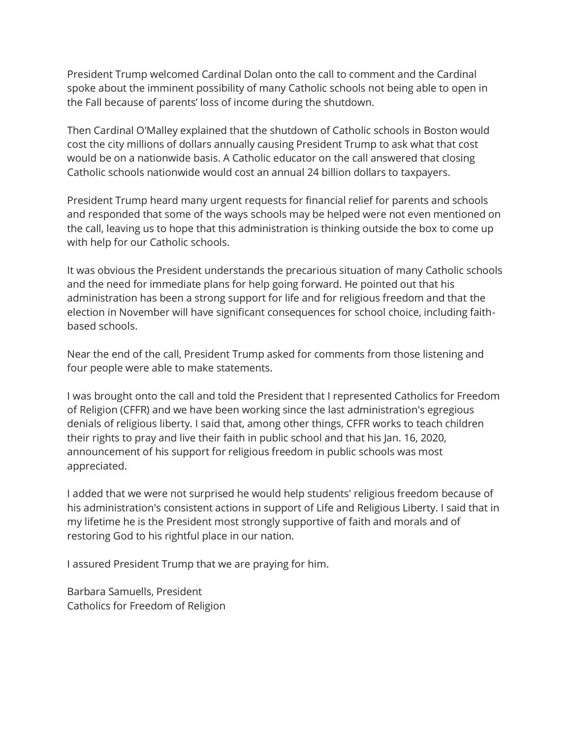President Trump welcomed Cardinal Dolan onto the call to comment and the Cardinal spoke about the imminent possibility of many Catholic schools not being able to open in the Fall because of parents' loss of income during the shutdown.

Then Cardinal O'Malley explained that the shutdown of Catholic schools in Boston would cost the city millions of dollars annually causing President Trump to ask what that cost would be on a nationwide basis. A Catholic educator on the call answered that closing Catholic schools nationwide would cost an annual 24 billion dollars to taxpayers.

President Trump heard many urgent requests for financial relief for parents and schools and responded that some of the ways schools may be helped were not even mentioned on the call, leaving us to hope that this administration is thinking outside the box to come up with help for our Catholic schools.

It was obvious the President understands the precarious situation of many Catholic schools and the need for immediate plans for help going forward. He pointed out that his administration has been a strong support for life and for religious freedom and that the election in November will have significant consequences for school choice, including faith-based schools.

Near the end of the call, President Trump asked for comments from those listening and four people were able to make statements.

I was brought onto the call and told the President that I represented Catholics for Freedom of Religion (CFFR) and we have been working since the last administration's egregious denials of religious liberty. I said that, among other things, CFFR works to teach children their rights to pray and live their faith in public school and that his Jan. 16, 2020, announcement of his support for religious freedom in public schools was most appreciated.

I added that we were not surprised he would help students' religious freedom because of his administration's consistent actions in support of Life and Religious Liberty. I said that in my lifetime he is the President most strongly supportive of faith and morals and of restoring God to his rightful place in our nation.

I assured President Trump that we are praying for him.

Barbara Samuells, President
Catholics for Freedom of Religion